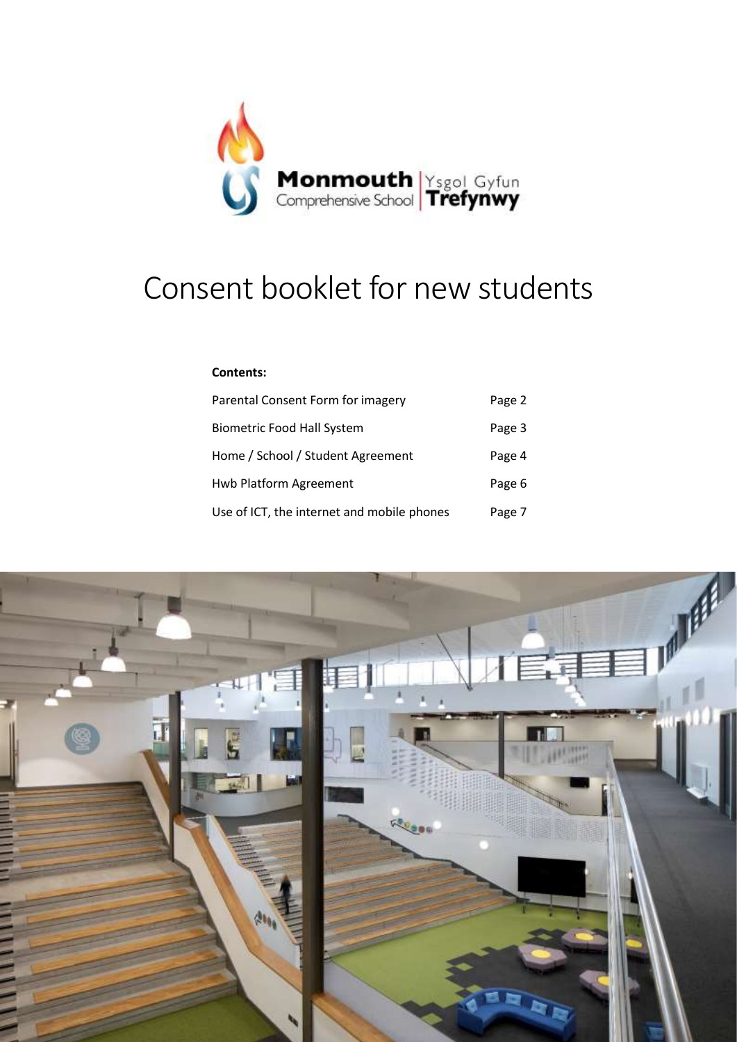Monmouth Comprehensive School | Ysgol Gyfun Trefynwy

# Consent booklet for new students

**Contents:**

| | |
|---|---|
| Parental Consent Form for imagery | Page 2 |
| Biometric Food Hall System | Page 3 |
| Home / School / Student Agreement | Page 4 |
| Hwb Platform Agreement | Page 6 |
| Use of ICT, the internet and mobile phones | Page 7 |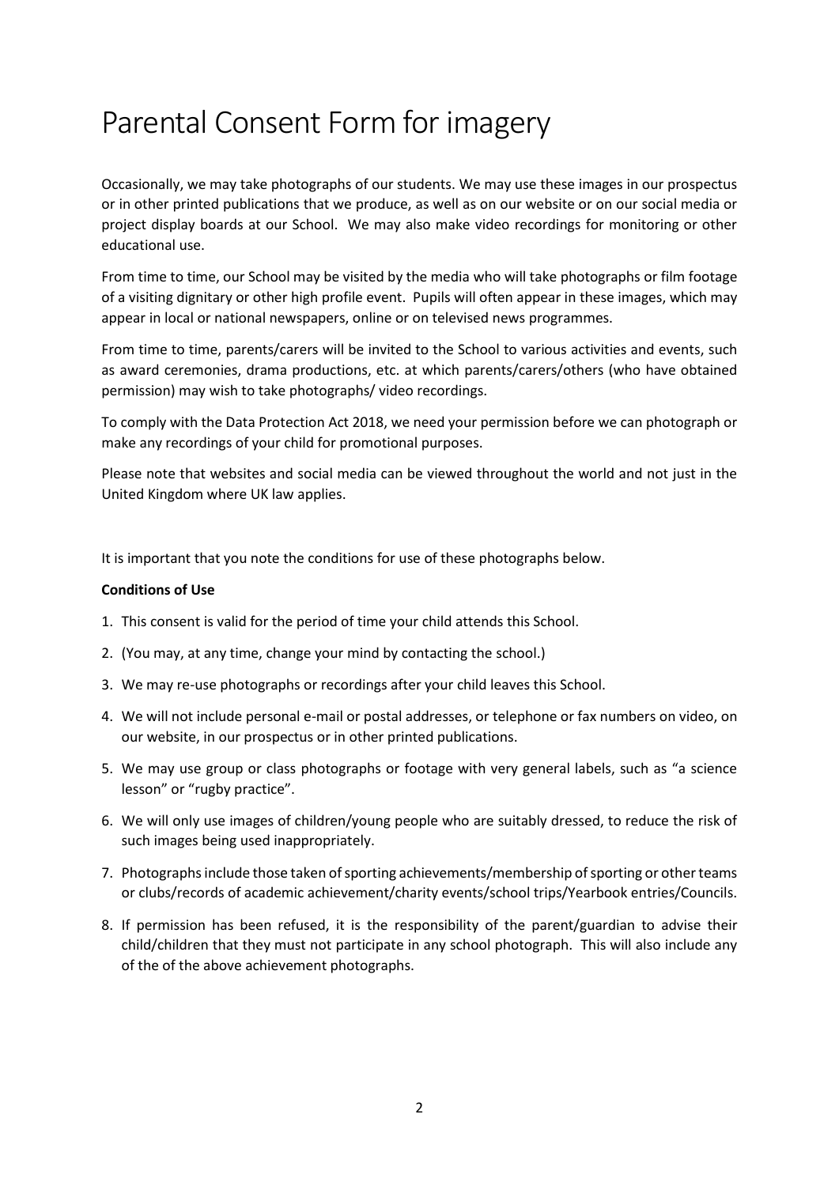# Parental Consent Form for imagery

Occasionally, we may take photographs of our students. We may use these images in our prospectus or in other printed publications that we produce, as well as on our website or on our social media or project display boards at our School. We may also make video recordings for monitoring or other educational use.

From time to time, our School may be visited by the media who will take photographs or film footage of a visiting dignitary or other high profile event. Pupils will often appear in these images, which may appear in local or national newspapers, online or on televised news programmes.

From time to time, parents/carers will be invited to the School to various activities and events, such as award ceremonies, drama productions, etc. at which parents/carers/others (who have obtained permission) may wish to take photographs/ video recordings.

To comply with the Data Protection Act 2018, we need your permission before we can photograph or make any recordings of your child for promotional purposes.

Please note that websites and social media can be viewed throughout the world and not just in the United Kingdom where UK law applies.

It is important that you note the conditions for use of these photographs below.

**Conditions of Use**

1. This consent is valid for the period of time your child attends this School.
2. (You may, at any time, change your mind by contacting the school.)
3. We may re-use photographs or recordings after your child leaves this School.
4. We will not include personal e-mail or postal addresses, or telephone or fax numbers on video, on our website, in our prospectus or in other printed publications.
5. We may use group or class photographs or footage with very general labels, such as "a science lesson" or "rugby practice".
6. We will only use images of children/young people who are suitably dressed, to reduce the risk of such images being used inappropriately.
7. Photographs include those taken of sporting achievements/membership of sporting or other teams or clubs/records of academic achievement/charity events/school trips/Yearbook entries/Councils.
8. If permission has been refused, it is the responsibility of the parent/guardian to advise their child/children that they must not participate in any school photograph. This will also include any of the of the above achievement photographs.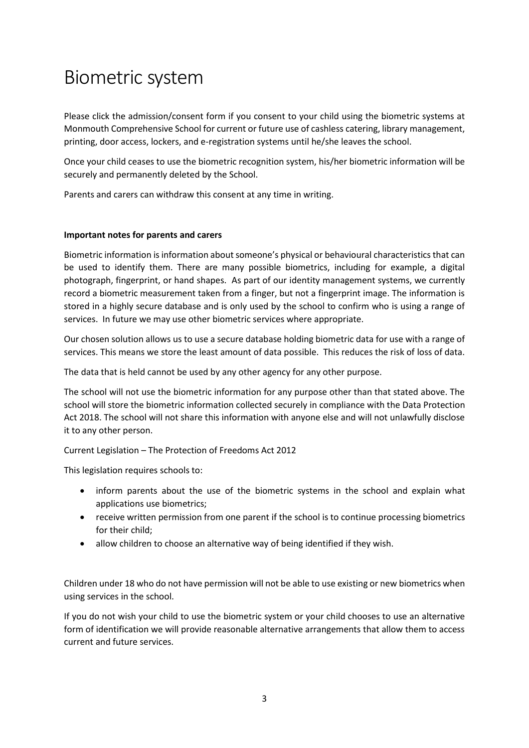# Biometric system

Please click the admission/consent form if you consent to your child using the biometric systems at Monmouth Comprehensive School for current or future use of cashless catering, library management, printing, door access, lockers, and e-registration systems until he/she leaves the school.

Once your child ceases to use the biometric recognition system, his/her biometric information will be securely and permanently deleted by the School.

Parents and carers can withdraw this consent at any time in writing.

**Important notes for parents and carers**

Biometric information is information about someone's physical or behavioural characteristics that can be used to identify them. There are many possible biometrics, including for example, a digital photograph, fingerprint, or hand shapes. As part of our identity management systems, we currently record a biometric measurement taken from a finger, but not a fingerprint image. The information is stored in a highly secure database and is only used by the school to confirm who is using a range of services. In future we may use other biometric services where appropriate.

Our chosen solution allows us to use a secure database holding biometric data for use with a range of services. This means we store the least amount of data possible. This reduces the risk of loss of data.

The data that is held cannot be used by any other agency for any other purpose.

The school will not use the biometric information for any purpose other than that stated above. The school will store the biometric information collected securely in compliance with the Data Protection Act 2018. The school will not share this information with anyone else and will not unlawfully disclose it to any other person.

Current Legislation – The Protection of Freedoms Act 2012

This legislation requires schools to:

- inform parents about the use of the biometric systems in the school and explain what applications use biometrics;
- receive written permission from one parent if the school is to continue processing biometrics for their child;
- allow children to choose an alternative way of being identified if they wish.

Children under 18 who do not have permission will not be able to use existing or new biometrics when using services in the school.

If you do not wish your child to use the biometric system or your child chooses to use an alternative form of identification we will provide reasonable alternative arrangements that allow them to access current and future services.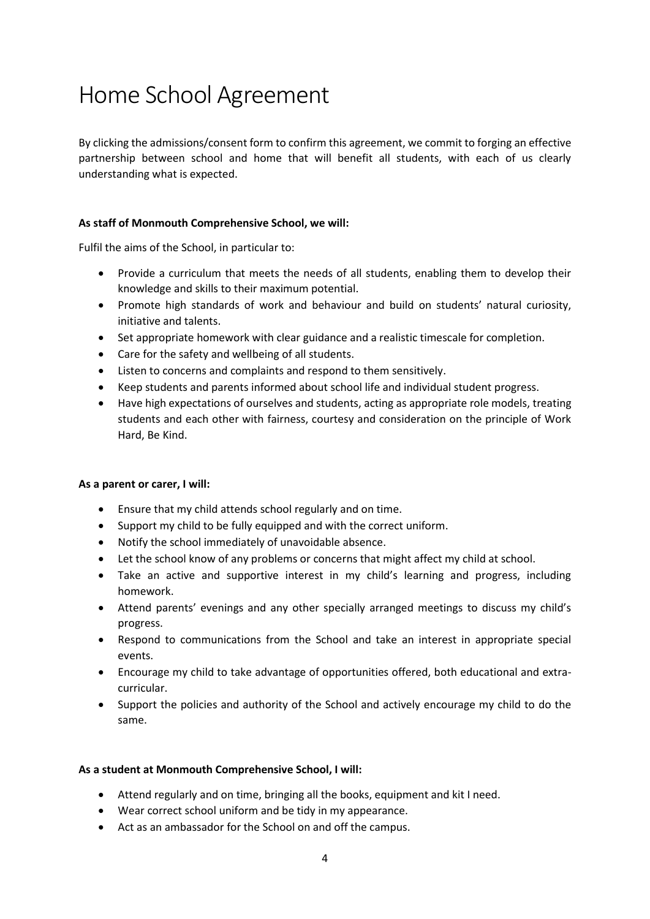# Home School Agreement

By clicking the admissions/consent form to confirm this agreement, we commit to forging an effective partnership between school and home that will benefit all students, with each of us clearly understanding what is expected.

**As staff of Monmouth Comprehensive School, we will:**

Fulfil the aims of the School, in particular to:

- Provide a curriculum that meets the needs of all students, enabling them to develop their knowledge and skills to their maximum potential.
- Promote high standards of work and behaviour and build on students' natural curiosity, initiative and talents.
- Set appropriate homework with clear guidance and a realistic timescale for completion.
- Care for the safety and wellbeing of all students.
- Listen to concerns and complaints and respond to them sensitively.
- Keep students and parents informed about school life and individual student progress.
- Have high expectations of ourselves and students, acting as appropriate role models, treating students and each other with fairness, courtesy and consideration on the principle of Work Hard, Be Kind.

**As a parent or carer, I will:**

- Ensure that my child attends school regularly and on time.
- Support my child to be fully equipped and with the correct uniform.
- Notify the school immediately of unavoidable absence.
- Let the school know of any problems or concerns that might affect my child at school.
- Take an active and supportive interest in my child's learning and progress, including homework.
- Attend parents' evenings and any other specially arranged meetings to discuss my child's progress.
- Respond to communications from the School and take an interest in appropriate special events.
- Encourage my child to take advantage of opportunities offered, both educational and extra-curricular.
- Support the policies and authority of the School and actively encourage my child to do the same.

**As a student at Monmouth Comprehensive School, I will:**

- Attend regularly and on time, bringing all the books, equipment and kit I need.
- Wear correct school uniform and be tidy in my appearance.
- Act as an ambassador for the School on and off the campus.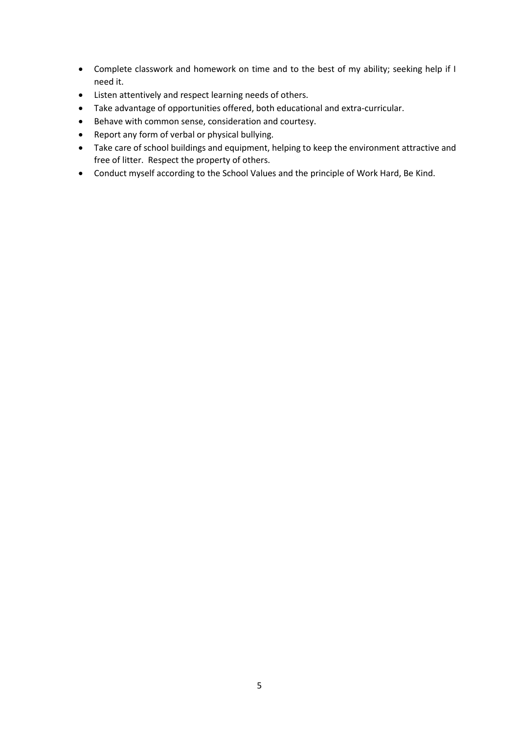- Complete classwork and homework on time and to the best of my ability; seeking help if I need it.
- Listen attentively and respect learning needs of others.
- Take advantage of opportunities offered, both educational and extra-curricular.
- Behave with common sense, consideration and courtesy.
- Report any form of verbal or physical bullying.
- Take care of school buildings and equipment, helping to keep the environment attractive and free of litter. Respect the property of others.
- Conduct myself according to the School Values and the principle of Work Hard, Be Kind.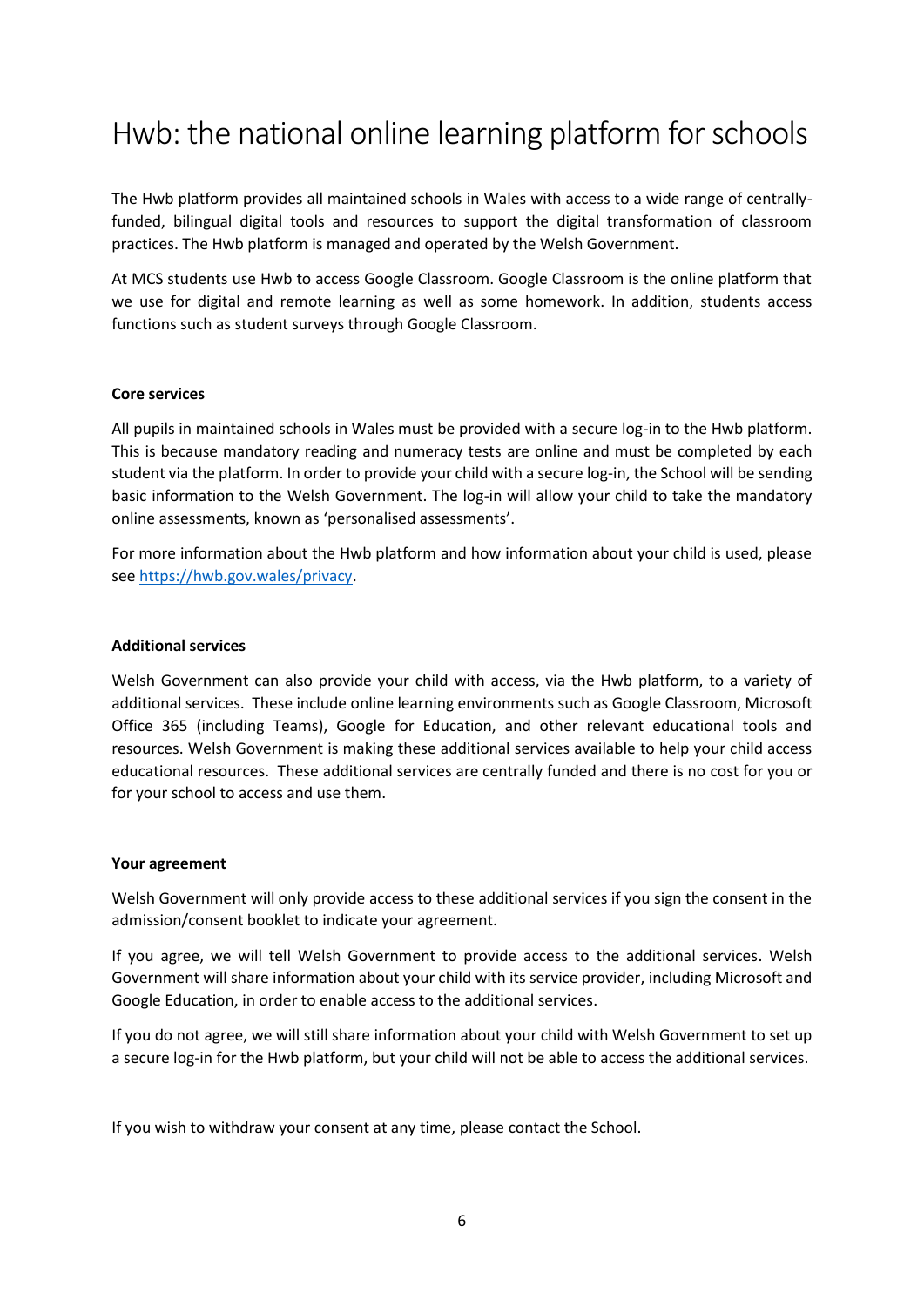# Hwb: the national online learning platform for schools

The Hwb platform provides all maintained schools in Wales with access to a wide range of centrally-funded, bilingual digital tools and resources to support the digital transformation of classroom practices. The Hwb platform is managed and operated by the Welsh Government.

At MCS students use Hwb to access Google Classroom. Google Classroom is the online platform that we use for digital and remote learning as well as some homework. In addition, students access functions such as student surveys through Google Classroom.

**Core services**

All pupils in maintained schools in Wales must be provided with a secure log-in to the Hwb platform. This is because mandatory reading and numeracy tests are online and must be completed by each student via the platform. In order to provide your child with a secure log-in, the School will be sending basic information to the Welsh Government. The log-in will allow your child to take the mandatory online assessments, known as 'personalised assessments'.

For more information about the Hwb platform and how information about your child is used, please see [https://hwb.gov.wales/privacy](https://hwb.gov.wales/privacy).

**Additional services**

Welsh Government can also provide your child with access, via the Hwb platform, to a variety of additional services. These include online learning environments such as Google Classroom, Microsoft Office 365 (including Teams), Google for Education, and other relevant educational tools and resources. Welsh Government is making these additional services available to help your child access educational resources. These additional services are centrally funded and there is no cost for you or for your school to access and use them.

**Your agreement**

Welsh Government will only provide access to these additional services if you sign the consent in the admission/consent booklet to indicate your agreement.

If you agree, we will tell Welsh Government to provide access to the additional services. Welsh Government will share information about your child with its service provider, including Microsoft and Google Education, in order to enable access to the additional services.

If you do not agree, we will still share information about your child with Welsh Government to set up a secure log-in for the Hwb platform, but your child will not be able to access the additional services.

If you wish to withdraw your consent at any time, please contact the School.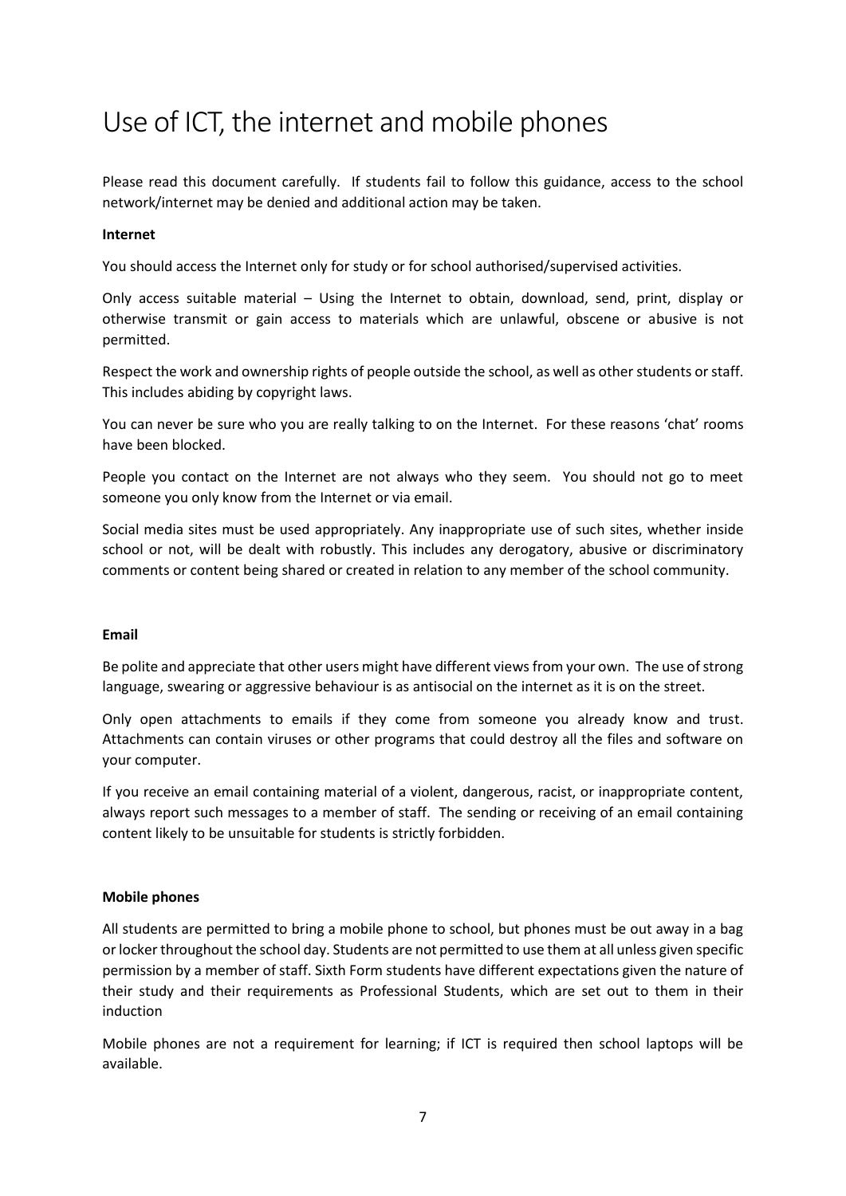# Use of ICT, the internet and mobile phones

Please read this document carefully. If students fail to follow this guidance, access to the school network/internet may be denied and additional action may be taken.

**Internet**

You should access the Internet only for study or for school authorised/supervised activities.

Only access suitable material – Using the Internet to obtain, download, send, print, display or otherwise transmit or gain access to materials which are unlawful, obscene or abusive is not permitted.

Respect the work and ownership rights of people outside the school, as well as other students or staff. This includes abiding by copyright laws.

You can never be sure who you are really talking to on the Internet. For these reasons 'chat' rooms have been blocked.

People you contact on the Internet are not always who they seem. You should not go to meet someone you only know from the Internet or via email.

Social media sites must be used appropriately. Any inappropriate use of such sites, whether inside school or not, will be dealt with robustly. This includes any derogatory, abusive or discriminatory comments or content being shared or created in relation to any member of the school community.

**Email**

Be polite and appreciate that other users might have different views from your own. The use of strong language, swearing or aggressive behaviour is as antisocial on the internet as it is on the street.

Only open attachments to emails if they come from someone you already know and trust. Attachments can contain viruses or other programs that could destroy all the files and software on your computer.

If you receive an email containing material of a violent, dangerous, racist, or inappropriate content, always report such messages to a member of staff. The sending or receiving of an email containing content likely to be unsuitable for students is strictly forbidden.

**Mobile phones**

All students are permitted to bring a mobile phone to school, but phones must be out away in a bag or locker throughout the school day. Students are not permitted to use them at all unless given specific permission by a member of staff. Sixth Form students have different expectations given the nature of their study and their requirements as Professional Students, which are set out to them in their induction

Mobile phones are not a requirement for learning; if ICT is required then school laptops will be available.